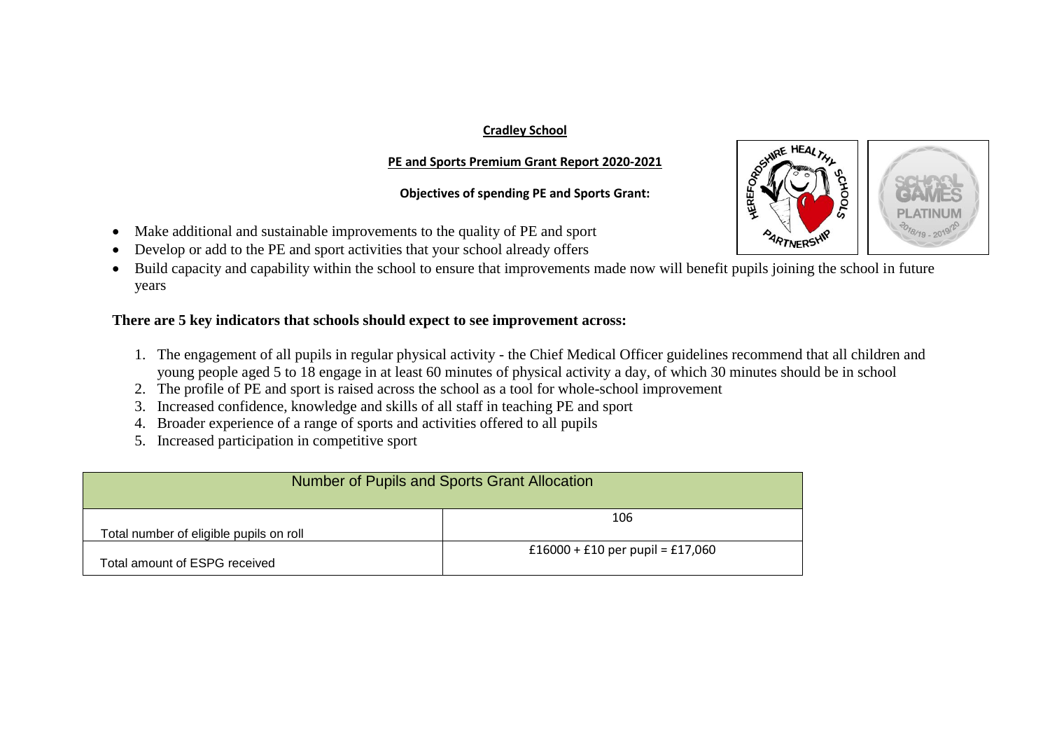**Cradley School**

**PE and Sports Premium Grant Report 2020-2021**

**Objectives of spending PE and Sports Grant:**

- Make additional and sustainable improvements to the quality of PE and sport
- Develop or add to the PE and sport activities that your school already offers
- Build capacity and capability within the school to ensure that improvements made now will benefit pupils joining the school in future years

**There are 5 key indicators that schools should expect to see improvement across:**

1. The engagement of all pupils in regular physical activity - the Chief Medical Officer guidelines recommend that all children and young people aged 5 to 18 engage in at least 60 minutes of physical activity a day, of which 30 minutes should be in school
2. The profile of PE and sport is raised across the school as a tool for whole-school improvement
3. Increased confidence, knowledge and skills of all staff in teaching PE and sport
4. Broader experience of a range of sports and activities offered to all pupils
5. Increased participation in competitive sport

| Number of Pupils and Sports Grant Allocation | |
|---|---|
| Total number of eligible pupils on roll | 106 |
| Total amount of ESPG received | £16000 + £10 per pupil = £17,060 |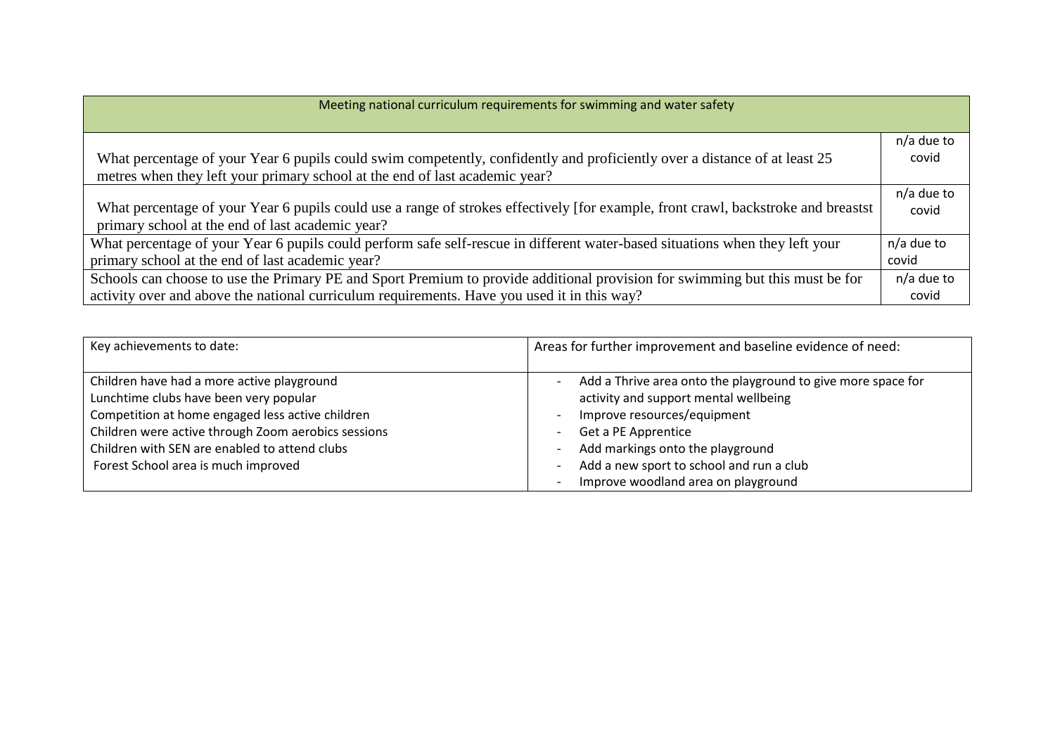| Meeting national curriculum requirements for swimming and water safety | |
|---|---|
| What percentage of your Year 6 pupils could swim competently, confidently and proficiently over a distance of at least 25 metres when they left your primary school at the end of last academic year? | n/a due to covid |
| What percentage of your Year 6 pupils could use a range of strokes effectively [for example, front crawl, backstroke and breastst primary school at the end of last academic year? | n/a due to covid |
| What percentage of your Year 6 pupils could perform safe self-rescue in different water-based situations when they left your primary school at the end of last academic year? | n/a due to covid |
| Schools can choose to use the Primary PE and Sport Premium to provide additional provision for swimming but this must be for activity over and above the national curriculum requirements. Have you used it in this way? | n/a due to covid |

| Key achievements to date: | Areas for further improvement and baseline evidence of need: |
|---|---|
| Children have had a more active playground<br>Lunchtime clubs have been very popular<br>Competition at home engaged less active children<br>Children were active through Zoom aerobics sessions<br>Children with SEN are enabled to attend clubs<br>Forest School area is much improved | - Add a Thrive area onto the playground to give more space for activity and support mental wellbeing<br>- Improve resources/equipment<br>- Get a PE Apprentice<br>- Add markings onto the playground<br>- Add a new sport to school and run a club<br>- Improve woodland area on playground |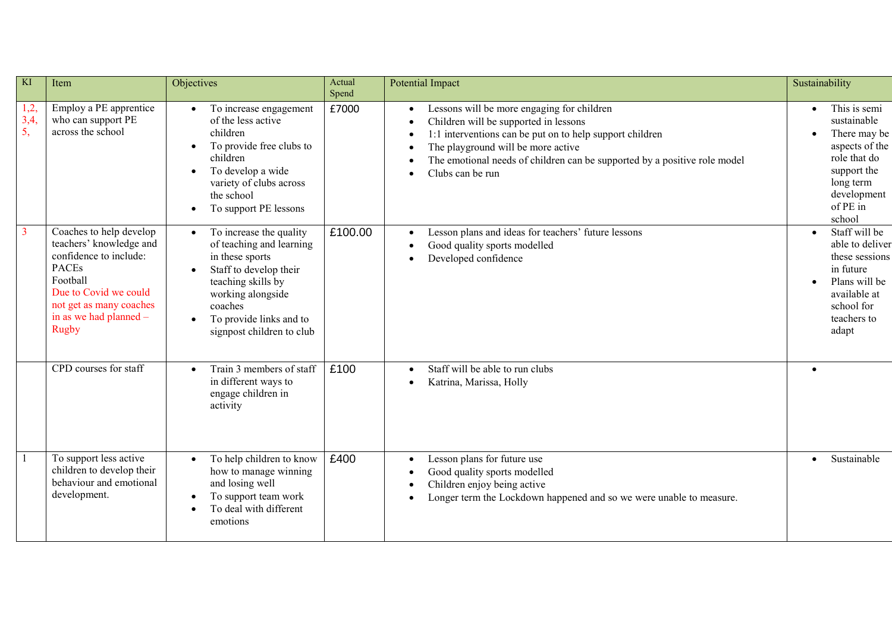| KI | Item | Objectives | Actual Spend | Potential Impact | Sustainability |
|---|---|---|---|---|---|
| 1,2, 3,4, 5, | Employ a PE apprentice who can support PE across the school | • To increase engagement of the less active children<br>• To provide free clubs to children<br>• To develop a wide variety of clubs across the school<br>• To support PE lessons | £7000 | • Lessons will be more engaging for children<br>• Children will be supported in lessons<br>• 1:1 interventions can be put on to help support children<br>• The playground will be more active<br>• The emotional needs of children can be supported by a positive role model<br>• Clubs can be run | • This is semi sustainable<br>• There may be aspects of the role that do support the long term development of PE in school |
| 3 | Coaches to help develop teachers' knowledge and confidence to include:<br>PACEs<br>Football<br>Due to Covid we could not get as many coaches in as we had planned – Rugby | • To increase the quality of teaching and learning in these sports<br>• Staff to develop their teaching skills by working alongside coaches<br>• To provide links and to signpost children to club | £100.00 | • Lesson plans and ideas for teachers' future lessons<br>• Good quality sports modelled<br>• Developed confidence | • Staff will be able to deliver these sessions in future<br>• Plans will be available at school for teachers to adapt |
| | CPD courses for staff | • Train 3 members of staff in different ways to engage children in activity | £100 | • Staff will be able to run clubs<br>• Katrina, Marissa, Holly | • |
| 1 | To support less active children to develop their behaviour and emotional development. | • To help children to know how to manage winning and losing well<br>• To support team work<br>• To deal with different emotions | £400 | • Lesson plans for future use<br>• Good quality sports modelled<br>• Children enjoy being active<br>• Longer term the Lockdown happened and so we were unable to measure. | • Sustainable |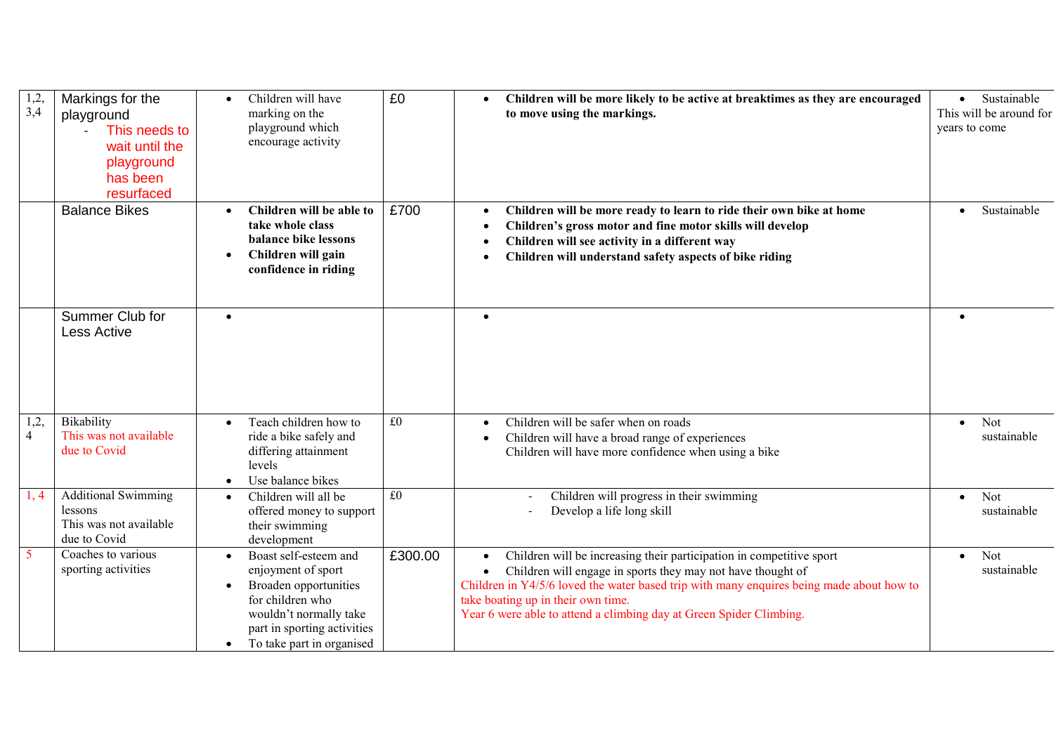| | | | | | |
|---|---|---|---|---|---|
| 1,2, 3,4 | Markings for the playground<br>- This needs to wait until the playground has been resurfaced | • Children will have marking on the playground which encourage activity | £0 | • **Children will be more likely to be active at breaktimes as they are encouraged to move using the markings.** | • Sustainable<br>This will be around for years to come |
| | Balance Bikes | • **Children will be able to take whole class balance bike lessons**<br>• **Children will gain confidence in riding** | £700 | • **Children will be more ready to learn to ride their own bike at home**<br>• **Children's gross motor and fine motor skills will develop**<br>• **Children will see activity in a different way**<br>• **Children will understand safety aspects of bike riding** | • Sustainable |
| | Summer Club for Less Active | • | | • | • |
| 1,2, 4 | Bikability<br>This was not available due to Covid | • Teach children how to ride a bike safely and differing attainment levels<br>• Use balance bikes | £0 | • Children will be safer when on roads<br>• Children will have a broad range of experiences<br>Children will have more confidence when using a bike | • Not sustainable |
| 1, 4 | Additional Swimming lessons<br>This was not available due to Covid | • Children will all be offered money to support their swimming development | £0 | - Children will progress in their swimming<br>- Develop a life long skill | • Not sustainable |
| 5 | Coaches to various sporting activities | • Boast self-esteem and enjoyment of sport<br>• Broaden opportunities for children who wouldn't normally take part in sporting activities<br>• To take part in organised | £300.00 | • Children will be increasing their participation in competitive sport<br>• Children will engage in sports they may not have thought of<br>Children in Y4/5/6 loved the water based trip with many enquires being made about how to take boating up in their own time.<br>Year 6 were able to attend a climbing day at Green Spider Climbing. | • Not sustainable |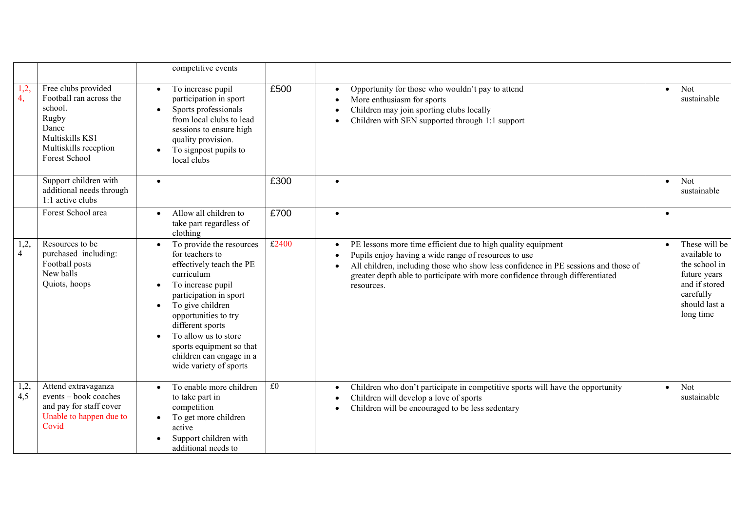| | | | | | |
|---|---|---|---|---|---|
| | | competitive events | | | |
| 1,2, 4, | Free clubs provided<br>Football ran across the school.<br>Rugby<br>Dance<br>Multiskills KS1<br>Multiskills reception<br>Forest School | • To increase pupil participation in sport<br>• Sports professionals from local clubs to lead sessions to ensure high quality provision.<br>• To signpost pupils to local clubs | £500 | • Opportunity for those who wouldn't pay to attend<br>• More enthusiasm for sports<br>• Children may join sporting clubs locally<br>• Children with SEN supported through 1:1 support | • Not sustainable |
| | Support children with additional needs through 1:1 active clubs | • | £300 | • | • Not sustainable |
| | Forest School area | • Allow all children to take part regardless of clothing | £700 | • | • |
| 1,2, 4 | Resources to be purchased including:<br>Football posts<br>New balls<br>Quiots, hoops | • To provide the resources for teachers to effectively teach the PE curriculum<br>• To increase pupil participation in sport<br>• To give children opportunities to try different sports<br>• To allow us to store sports equipment so that children can engage in a wide variety of sports | £2400 | • PE lessons more time efficient due to high quality equipment<br>• Pupils enjoy having a wide range of resources to use<br>• All children, including those who show less confidence in PE sessions and those of greater depth able to participate with more confidence through differentiated resources. | • These will be available to the school in future years and if stored carefully should last a long time |
| 1,2, 4,5 | Attend extravaganza events – book coaches and pay for staff cover<br>Unable to happen due to Covid | • To enable more children to take part in competition<br>• To get more children active<br>• Support children with additional needs to | £0 | • Children who don't participate in competitive sports will have the opportunity<br>• Children will develop a love of sports<br>• Children will be encouraged to be less sedentary | • Not sustainable |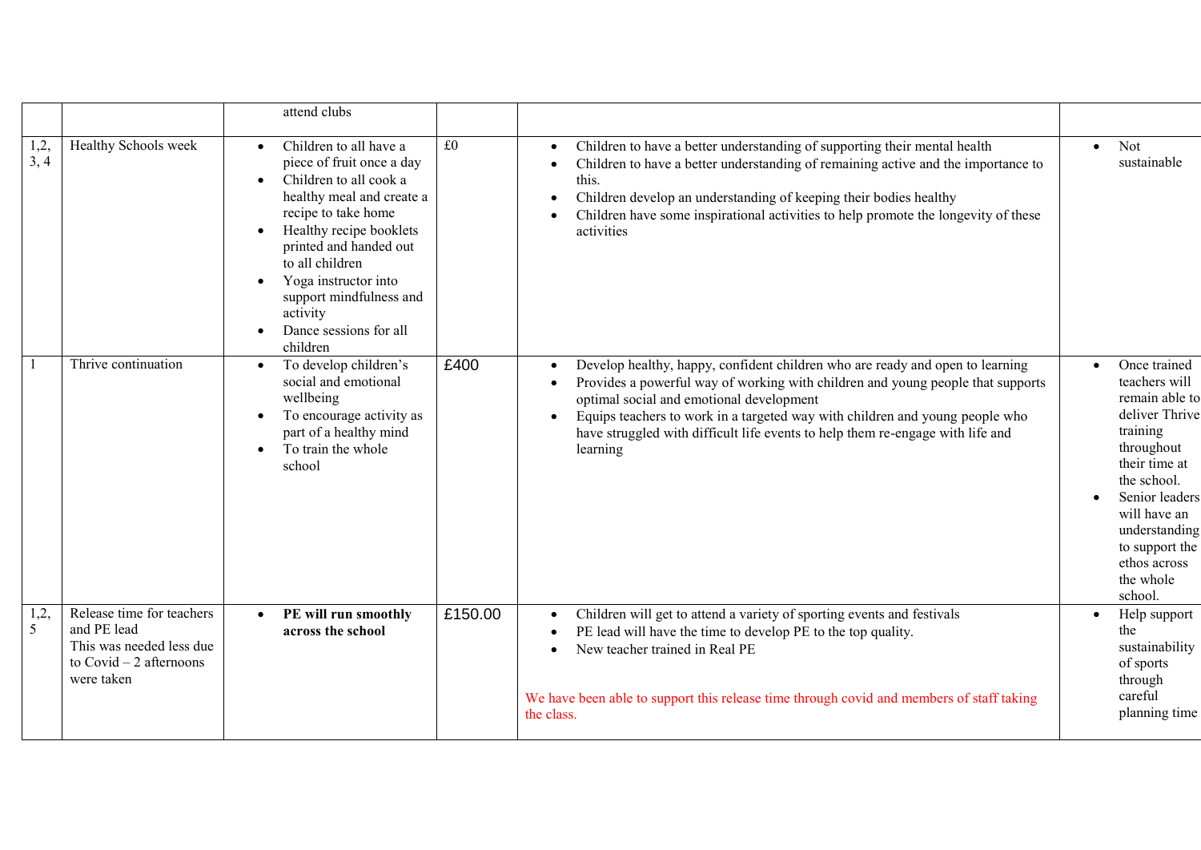| | | | | | |
|---|---|---|---|---|---|
| | | attend clubs | | | |
| 1,2, 3, 4 | Healthy Schools week | • Children to all have a piece of fruit once a day<br>• Children to all cook a healthy meal and create a recipe to take home<br>• Healthy recipe booklets printed and handed out to all children<br>• Yoga instructor into support mindfulness and activity<br>• Dance sessions for all children | £0 | • Children to have a better understanding of supporting their mental health<br>• Children to have a better understanding of remaining active and the importance to this.<br>• Children develop an understanding of keeping their bodies healthy<br>• Children have some inspirational activities to help promote the longevity of these activities | • Not sustainable |
| 1 | Thrive continuation | • To develop children's social and emotional wellbeing<br>• To encourage activity as part of a healthy mind<br>• To train the whole school | £400 | • Develop healthy, happy, confident children who are ready and open to learning<br>• Provides a powerful way of working with children and young people that supports optimal social and emotional development<br>• Equips teachers to work in a targeted way with children and young people who have struggled with difficult life events to help them re-engage with life and learning | • Once trained teachers will remain able to deliver Thrive training throughout their time at the school.<br>• Senior leaders will have an understanding to support the ethos across the whole school. |
| 1,2, 5 | Release time for teachers and PE lead<br>This was needed less due to Covid – 2 afternoons were taken | • **PE will run smoothly across the school** | £150.00 | • Children will get to attend a variety of sporting events and festivals<br>• PE lead will have the time to develop PE to the top quality.<br>• New teacher trained in Real PE<br><br>We have been able to support this release time through covid and members of staff taking the class. | • Help support the sustainability of sports through careful planning time |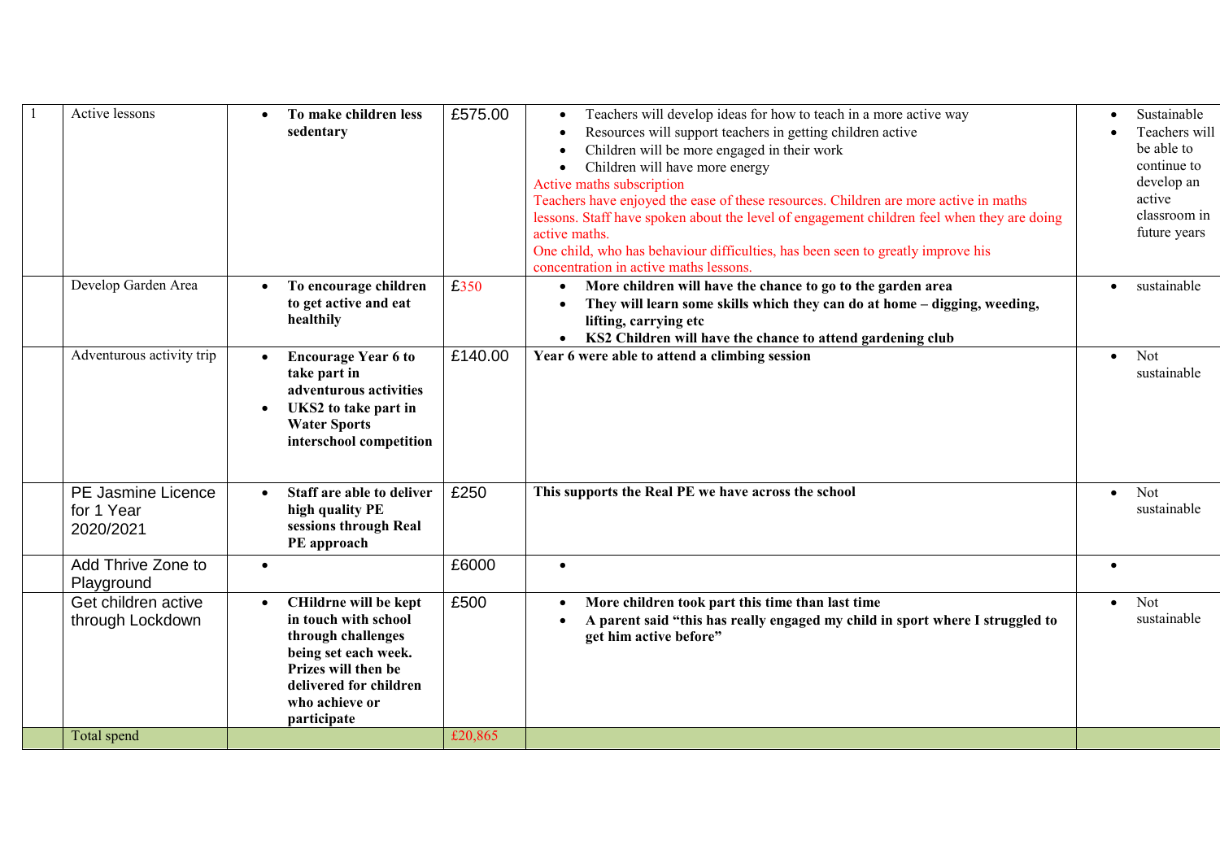| 1 | Active lessons | • **To make children less sedentary** | £575.00 | • Teachers will develop ideas for how to teach in a more active way<br>• Resources will support teachers in getting children active<br>• Children will be more engaged in their work<br>• Children will have more energy<br>Active maths subscription<br>Teachers have enjoyed the ease of these resources. Children are more active in maths lessons. Staff have spoken about the level of engagement children feel when they are doing active maths.<br>One child, who has behaviour difficulties, has been seen to greatly improve his concentration in active maths lessons. | • Sustainable<br>• Teachers will be able to continue to develop an active classroom in future years |
|---|---|---|---|---|---|
| | Develop Garden Area | • **To encourage children to get active and eat healthily** | £350 | • **More children will have the chance to go to the garden area**<br>• **They will learn some skills which they can do at home – digging, weeding, lifting, carrying etc**<br>• **KS2 Children will have the chance to attend gardening club** | • sustainable |
| | Adventurous activity trip | • **Encourage Year 6 to take part in adventurous activities**<br>• **UKS2 to take part in Water Sports interschool competition** | £140.00 | **Year 6 were able to attend a climbing session** | • Not sustainable |
| | PE Jasmine Licence for 1 Year 2020/2021 | • **Staff are able to deliver high quality PE sessions through Real PE approach** | £250 | **This supports the Real PE we have across the school** | • Not sustainable |
| | Add Thrive Zone to Playground | • | £6000 | • | • |
| | Get children active through Lockdown | • **CHildrne will be kept in touch with school through challenges being set each week. Prizes will then be delivered for children who achieve or participate** | £500 | • **More children took part this time than last time**<br>• **A parent said "this has really engaged my child in sport where I struggled to get him active before"** | • Not sustainable |
| | Total spend | | £20,865 | | |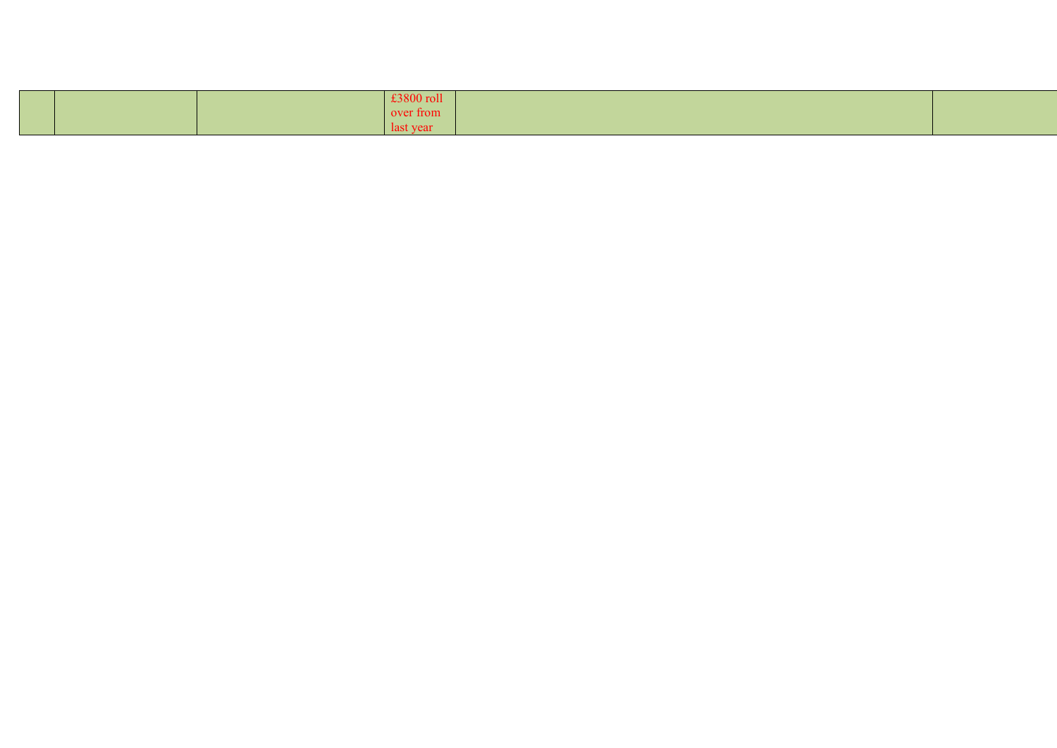| | | | | | |
|---|---|---|---|---|---|
| | | | £3800 roll over from last year | | |